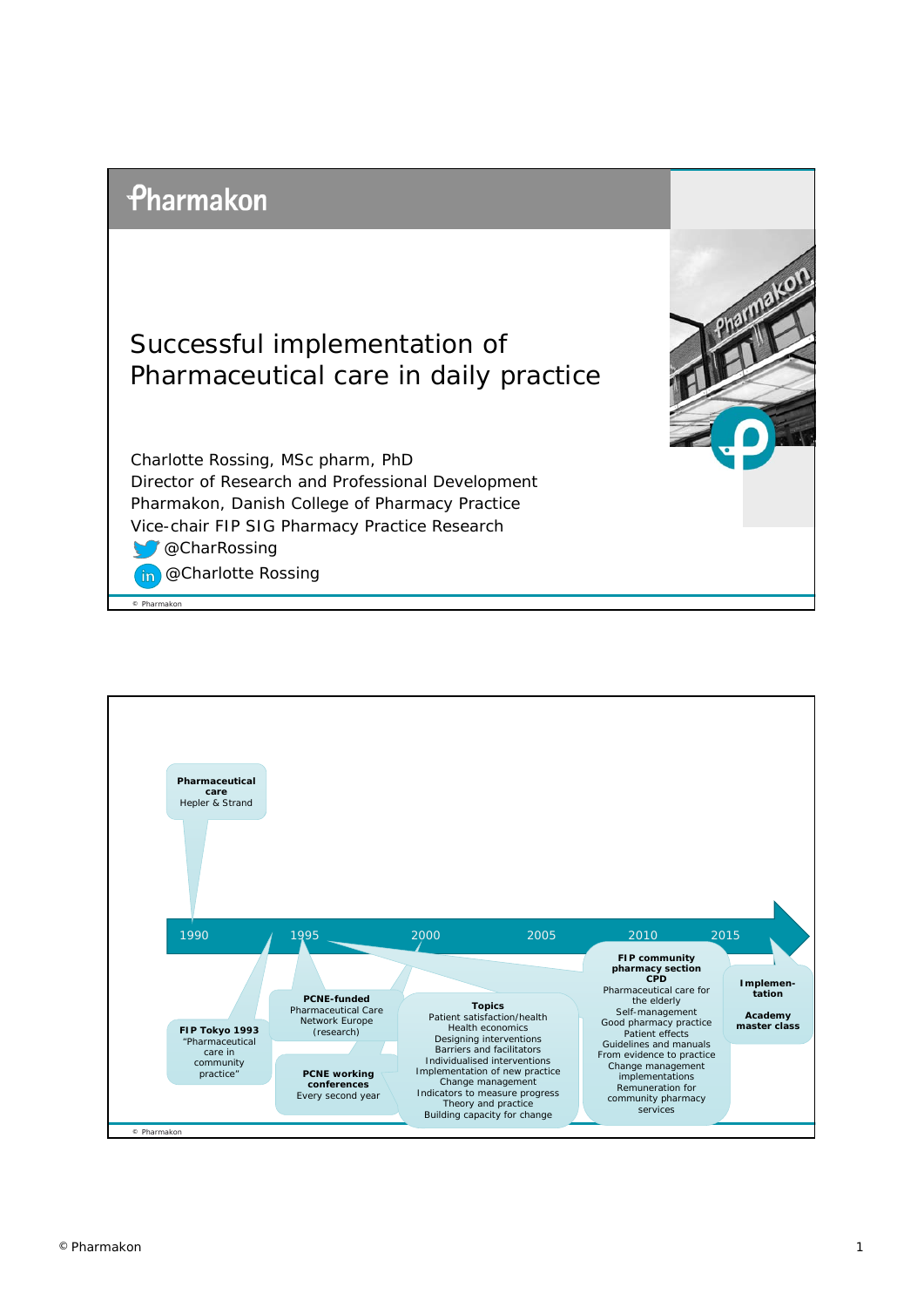# Successful implementation of Pharmaceutical care in daily practice

Charlotte Rossing, MSc pharm, PhD
Director of Research and Professional Development
Pharmakon, Danish College of Pharmacy Practice
Vice-chair FIP SIG Pharmacy Practice Research
@CharRossing
@Charlotte Rossing

© Pharmakon

---

1990 · 1995 · 2000 · 2005 · 2010 · 2015

**Pharmaceutical care**
Hepler & Strand

**FIP Tokyo 1993**
"Pharmaceutical care in community practice"

**PCNE-funded**
Pharmaceutical Care Network Europe (research)

**PCNE working conferences**
Every second year

**Topics**
Patient satisfaction/health
Health economics
Designing interventions
Barriers and facilitators
Individualised interventions
Implementation of new practice
Change management
Indicators to measure progress
Theory and practice
Building capacity for change

**FIP community pharmacy section CPD**
Pharmaceutical care for the elderly
Self-management
Good pharmacy practice
Patient effects
Guidelines and manuals
From evidence to practice
Change management implementations
Remuneration for community pharmacy services

**Implementation**

**Academy master class**

© Pharmakon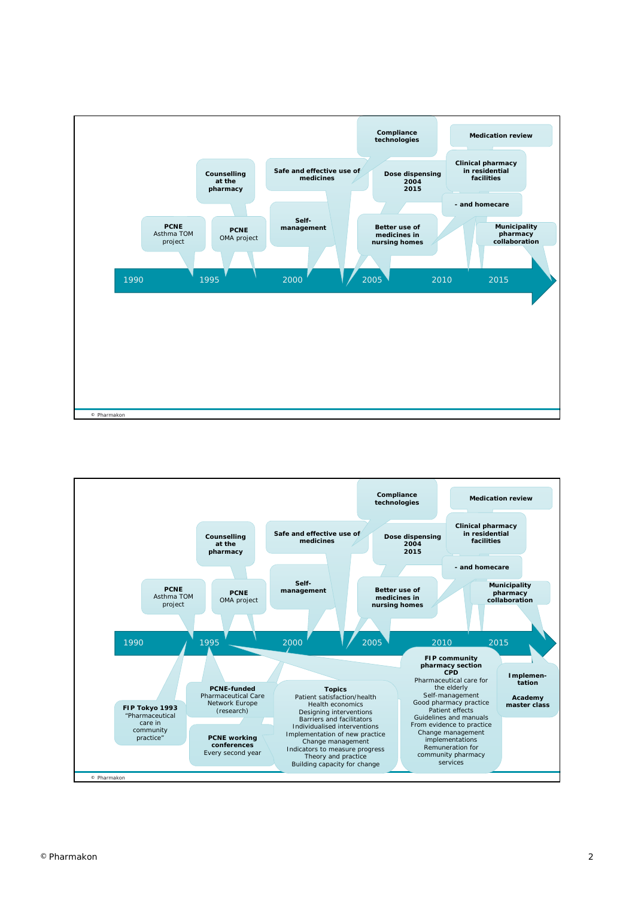1990 — 1995 — 2000 — 2005 — 2010 — 2015

**PCNE** Asthma TOM project

**Counselling at the pharmacy**

**PCNE** OMA project

**Safe and effective use of medicines**

**Self-management**

**Compliance technologies**

**Dose dispensing 2004 2015**

**Better use of medicines in nursing homes**

**Medication review**

**Clinical pharmacy in residential facilities**

**- and homecare**

**Municipality pharmacy collaboration**

© Pharmakon

1990 — 1995 — 2000 — 2005 — 2010 — 2015

**PCNE** Asthma TOM project

**Counselling at the pharmacy**

**PCNE** OMA project

**Safe and effective use of medicines**

**Self-management**

**Compliance technologies**

**Dose dispensing 2004 2015**

**Better use of medicines in nursing homes**

**Medication review**

**Clinical pharmacy in residential facilities**

**- and homecare**

**Municipality pharmacy collaboration**

**FIP Tokyo 1993** "Pharmaceutical care in community practice"

**PCNE-funded** Pharmaceutical Care Network Europe (research)

**PCNE working conferences** Every second year

**Topics**
Patient satisfaction/health
Health economics
Designing interventions
Barriers and facilitators
Individualised interventions
Implementation of new practice
Change management
Indicators to measure progress
Theory and practice
Building capacity for change

**FIP community pharmacy section CPD**
Pharmaceutical care for the elderly
Self-management
Good pharmacy practice
Patient effects
Guidelines and manuals
From evidence to practice
Change management implementations
Remuneration for community pharmacy services

**Implementation**

**Academy master class**

© Pharmakon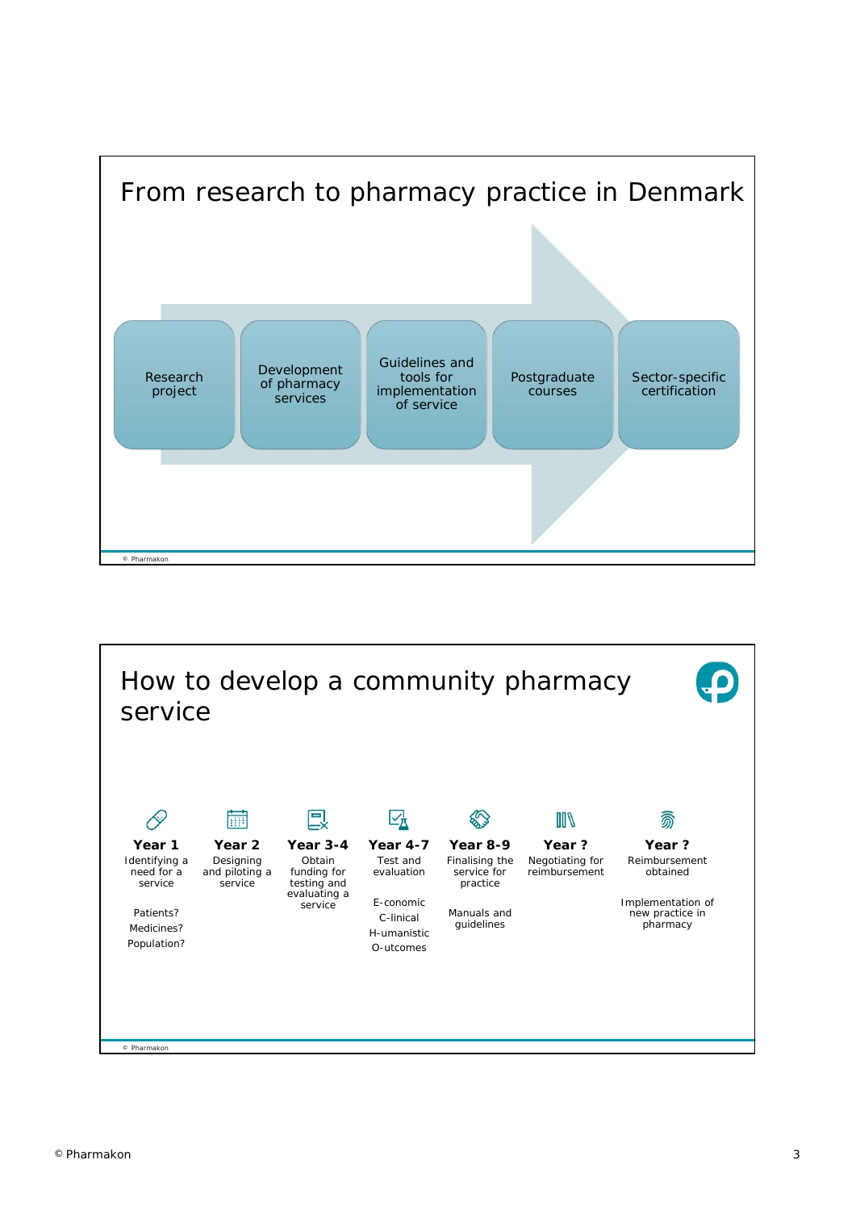## From research to pharmacy practice in Denmark

- Research project
- Development of pharmacy services
- Guidelines and tools for implementation of service
- Postgraduate courses
- Sector-specific certification

© Pharmakon

## How to develop a community pharmacy service

**Year 1**
Identifying a need for a service

Patients?
Medicines?
Population?

**Year 2**
Designing and piloting a service

**Year 3-4**
Obtain funding for testing and evaluating a service

**Year 4-7**
Test and evaluation

E-conomic
C-linical
H-umanistic
O-utcomes

**Year 8-9**
Finalising the service for practice

Manuals and guidelines

**Year ?**
Negotiating for reimbursement

**Year ?**
Reimbursement obtained

Implementation of new practice in pharmacy

© Pharmakon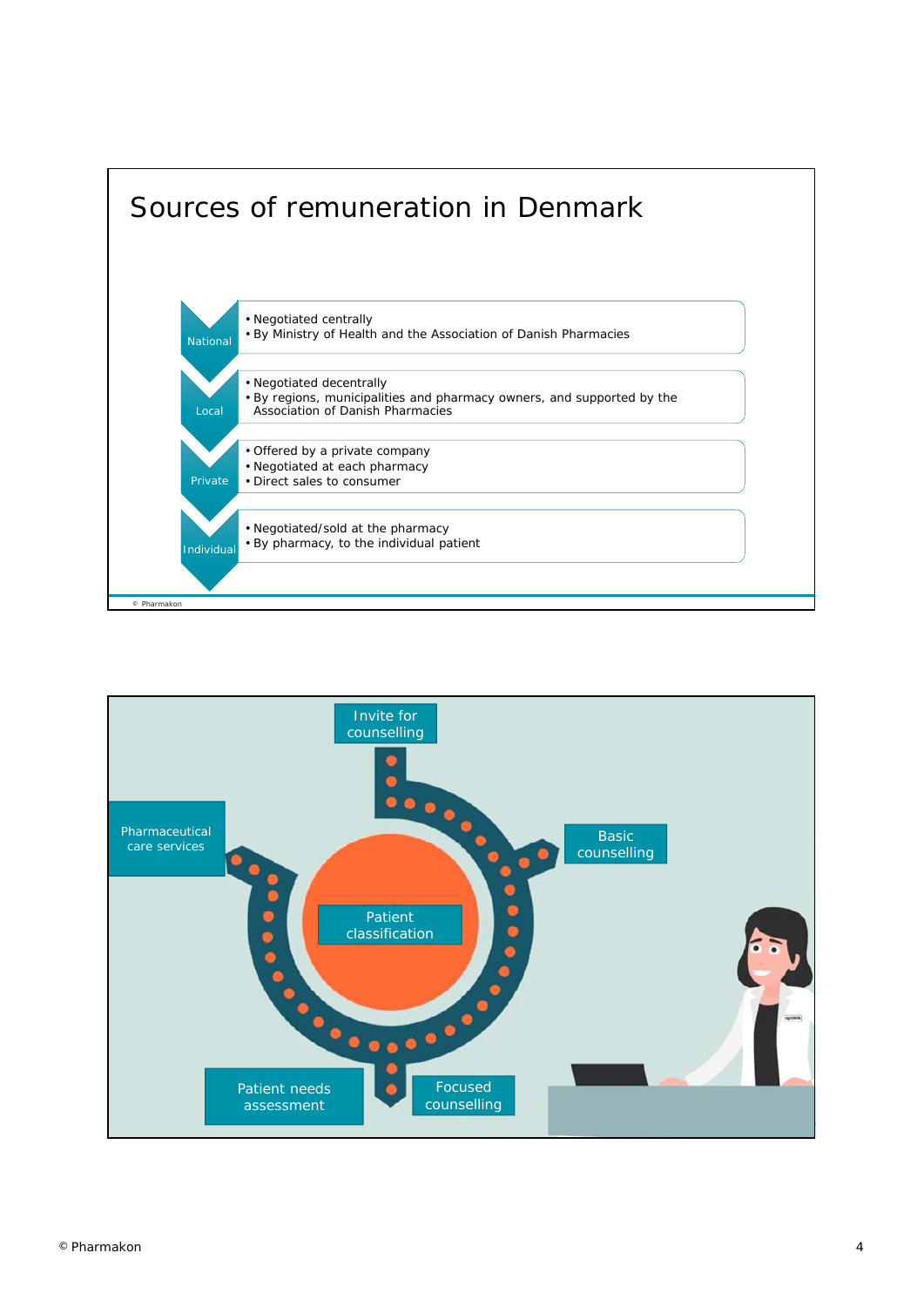# Sources of remuneration in Denmark

**National**
- Negotiated centrally
- By Ministry of Health and the Association of Danish Pharmacies

**Local**
- Negotiated decentrally
- By regions, municipalities and pharmacy owners, and supported by the Association of Danish Pharmacies

**Private**
- Offered by a private company
- Negotiated at each pharmacy
- Direct sales to consumer

**Individual**
- Negotiated/sold at the pharmacy
- By pharmacy, to the individual patient

© Pharmakon

Invite for counselling

Pharmaceutical care services

Basic counselling

Patient classification

Patient needs assessment

Focused counselling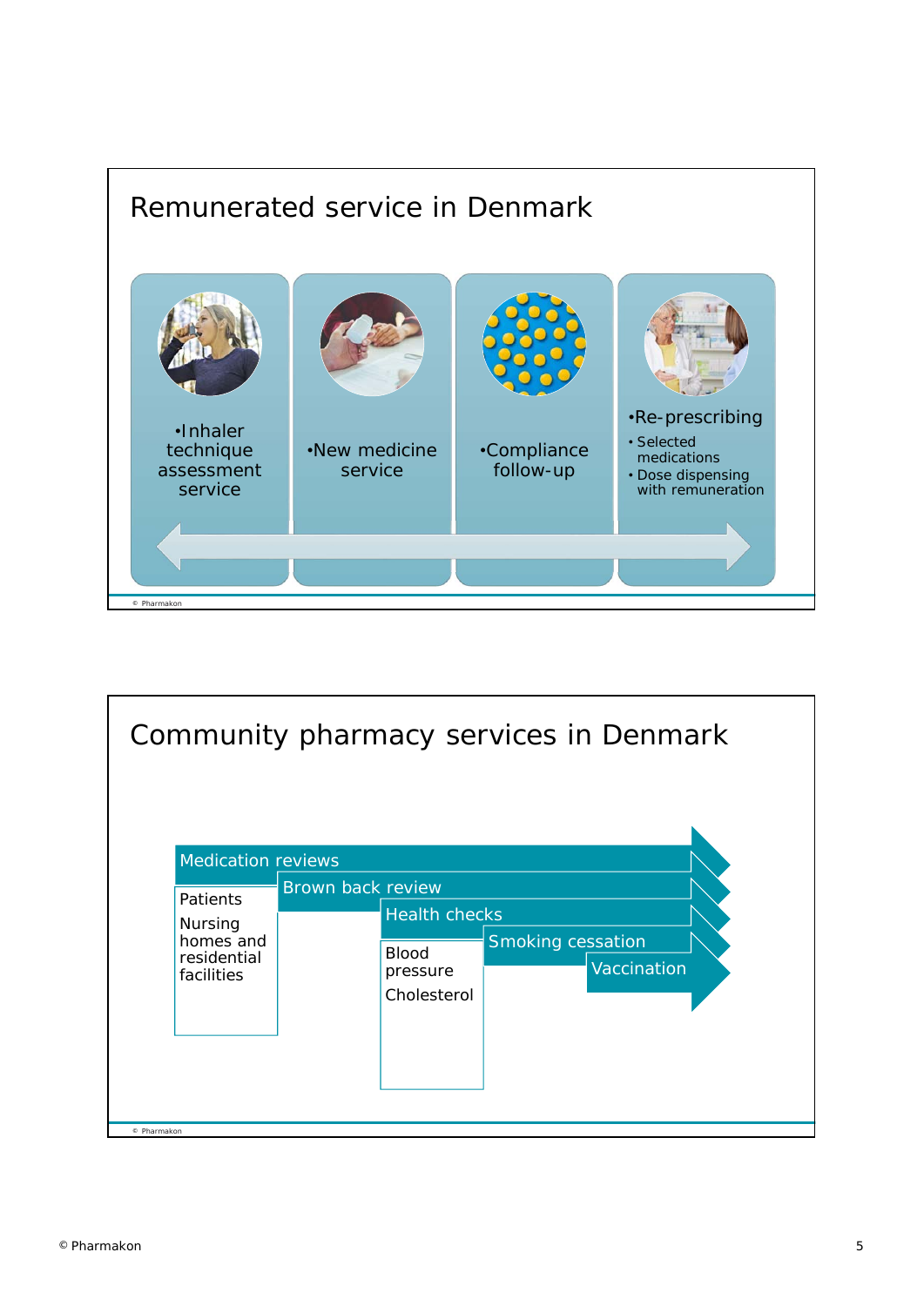## Remunerated service in Denmark

- Inhaler technique assessment service
- New medicine service
- Compliance follow-up
- Re-prescribing
  - Selected medications
  - Dose dispensing with remuneration

© Pharmakon

## Community pharmacy services in Denmark

- Medication reviews
  - Patients
  - Nursing homes and residential facilities
- Brown back review
- Health checks
  - Blood pressure
  - Cholesterol
- Smoking cessation
- Vaccination

© Pharmakon

© Pharmakon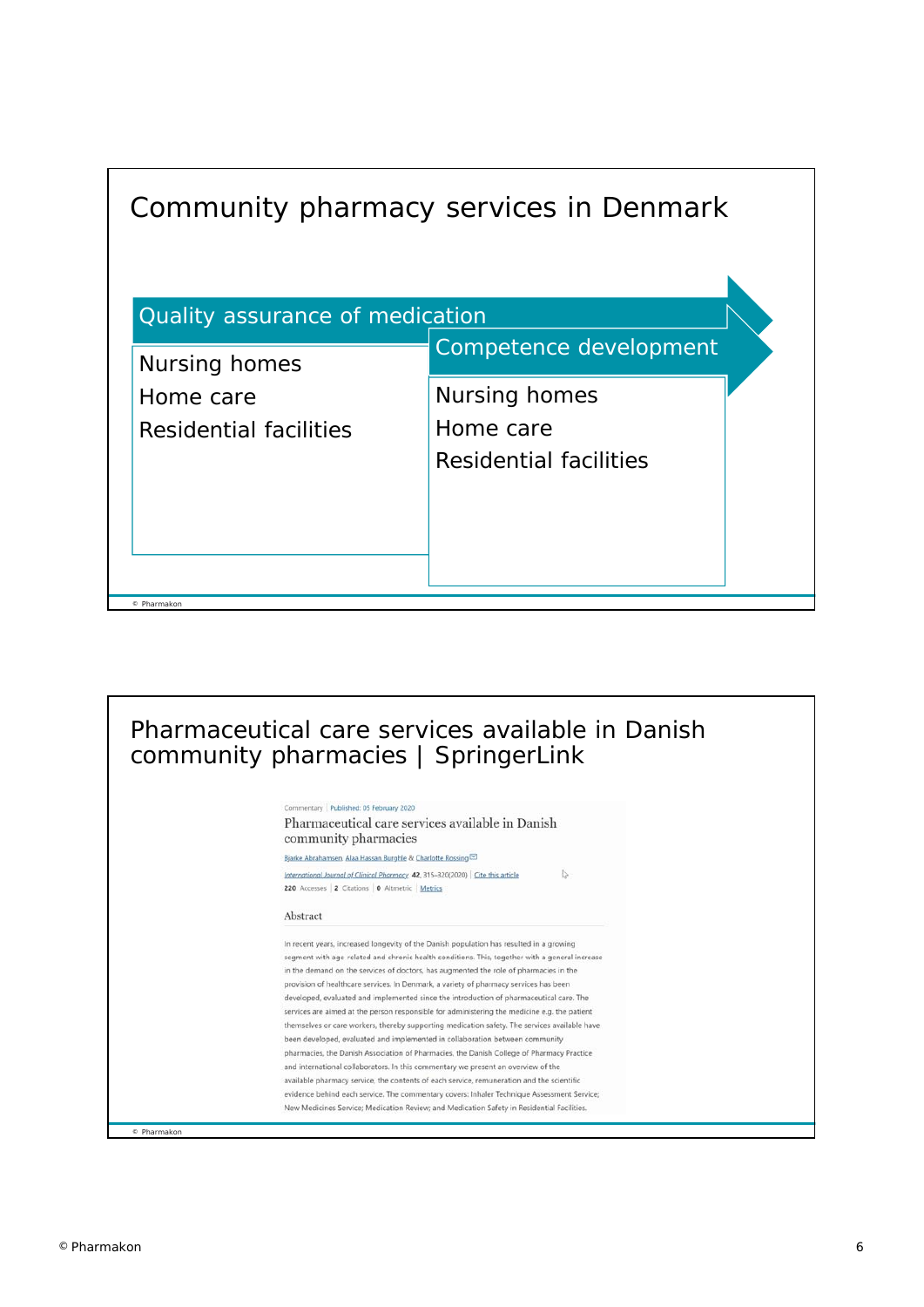## Community pharmacy services in Denmark

**Quality assurance of medication**

- Nursing homes
- Home care
- Residential facilities

**Competence development**

- Nursing homes
- Home care
- Residential facilities

© Pharmakon

## Pharmaceutical care services available in Danish community pharmacies | SpringerLink

Commentary | Published: 05 February 2020

Pharmaceutical care services available in Danish community pharmacies

Bjarke Abrahamsen, Alaa Hassan Burghle & Charlotte Rossing

International Journal of Clinical Pharmacy 42, 315–320(2020) | Cite this article

220 Accesses | 2 Citations | 0 Altmetric | Metrics

### Abstract

In recent years, increased longevity of the Danish population has resulted in a growing segment with age related and chronic health conditions. This, together with a general increase in the demand on the services of doctors, has augmented the role of pharmacies in the provision of healthcare services. In Denmark, a variety of pharmacy services has been developed, evaluated and implemented since the introduction of pharmaceutical care. The services are aimed at the person responsible for administering the medicine e.g. the patient themselves or care workers, thereby supporting medication safety. The services available have been developed, evaluated and implemented in collaboration between community pharmacies, the Danish Association of Pharmacies, the Danish College of Pharmacy Practice and international collaborators. In this commentary we present an overview of the available pharmacy service, the contents of each service, remuneration and the scientific evidence behind each service. The commentary covers: Inhaler Technique Assessment Service; New Medicines Service; Medication Review; and Medication Safety in Residential Facilities.

© Pharmakon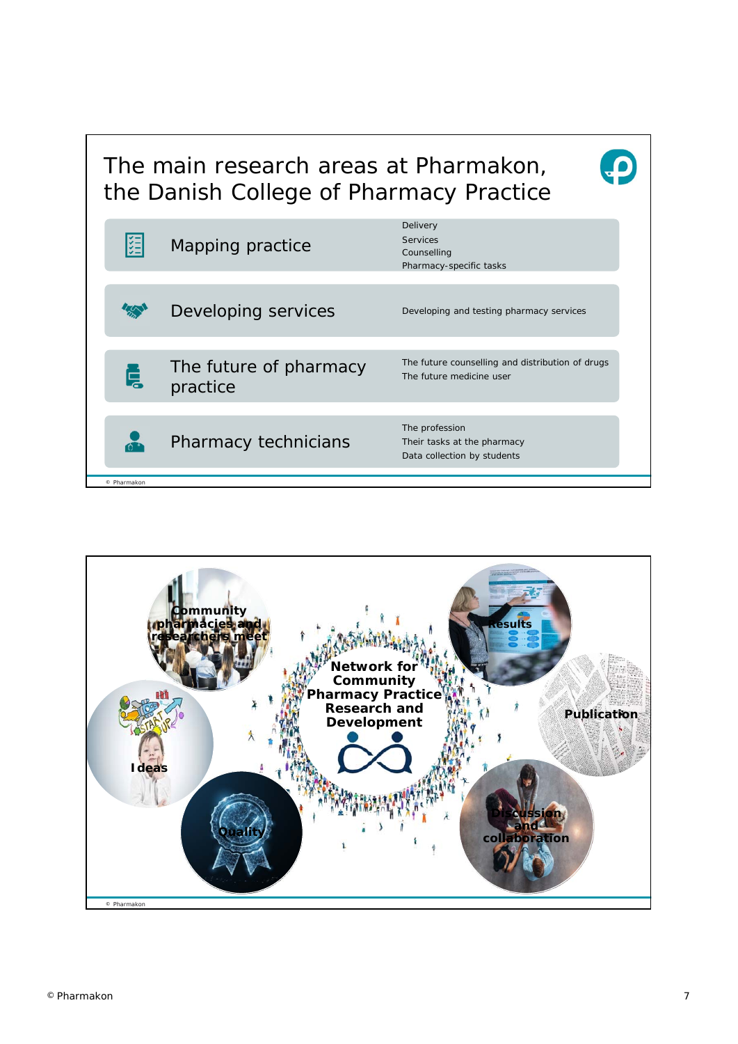# The main research areas at Pharmakon, the Danish College of Pharmacy Practice

| Research area | Topics |
| --- | --- |
| Mapping practice | Delivery<br>Services<br>Counselling<br>Pharmacy-specific tasks |
| Developing services | Developing and testing pharmacy services |
| The future of pharmacy practice | The future counselling and distribution of drugs<br>The future medicine user |
| Pharmacy technicians | The profession<br>Their tasks at the pharmacy<br>Data collection by students |

© Pharmakon

**Network for Community Pharmacy Practice Research and Development**

- Community pharmacies and researchers meet
- Ideas
- Quality
- Results
- Publication
- Discussion and collaboration

© Pharmakon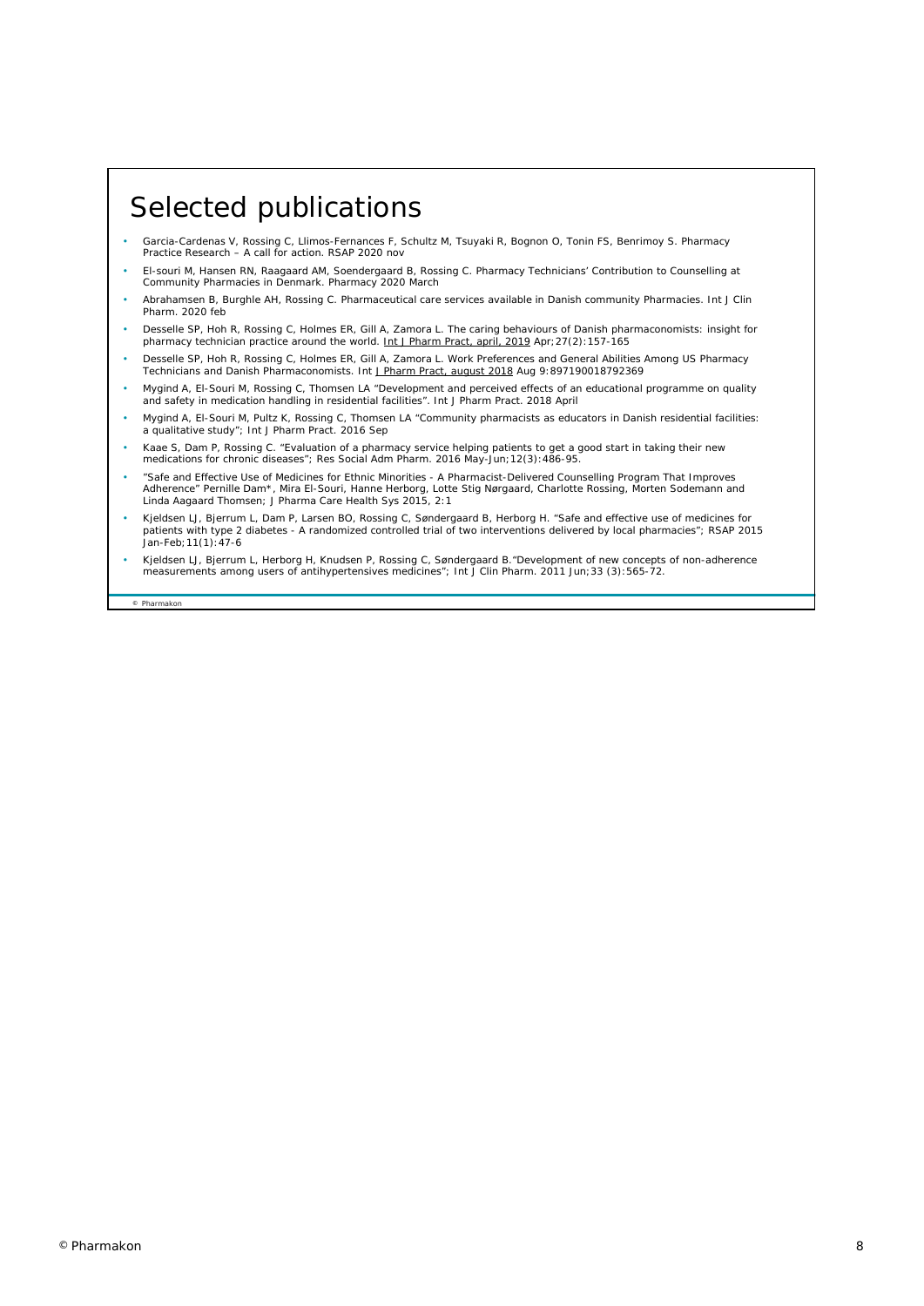# Selected publications

- Garcia-Cardenas V, Rossing C, Llimos-Fernances F, Schultz M, Tsuyaki R, Bognon O, Tonin FS, Benrimoy S. Pharmacy Practice Research – A call for action. RSAP 2020 nov
- El-souri M, Hansen RN, Raagaard AM, Soendergaard B, Rossing C. Pharmacy Technicians' Contribution to Counselling at Community Pharmacies in Denmark. Pharmacy 2020 March
- Abrahamsen B, Burghle AH, Rossing C. Pharmaceutical care services available in Danish community Pharmacies. Int J Clin Pharm. 2020 feb
- Desselle SP, Hoh R, Rossing C, Holmes ER, Gill A, Zamora L. The caring behaviours of Danish pharmaconomists: insight for pharmacy technician practice around the world. Int J Pharm Pract, april, 2019 Apr;27(2):157-165
- Desselle SP, Hoh R, Rossing C, Holmes ER, Gill A, Zamora L. Work Preferences and General Abilities Among US Pharmacy Technicians and Danish Pharmaconomists. Int J Pharm Pract, august 2018 Aug 9:897190018792369
- Mygind A, El-Souri M, Rossing C, Thomsen LA "Development and perceived effects of an educational programme on quality and safety in medication handling in residential facilities". Int J Pharm Pract. 2018 April
- Mygind A, El-Souri M, Pultz K, Rossing C, Thomsen LA "Community pharmacists as educators in Danish residential facilities: a qualitative study"; Int J Pharm Pract. 2016 Sep
- Kaae S, Dam P, Rossing C. "Evaluation of a pharmacy service helping patients to get a good start in taking their new medications for chronic diseases"; Res Social Adm Pharm. 2016 May-Jun;12(3):486-95.
- "Safe and Effective Use of Medicines for Ethnic Minorities - A Pharmacist-Delivered Counselling Program That Improves Adherence" Pernille Dam*, Mira El-Souri, Hanne Herborg, Lotte Stig Nørgaard, Charlotte Rossing, Morten Sodemann and Linda Aagaard Thomsen; J Pharma Care Health Sys 2015, 2:1
- Kjeldsen LJ, Bjerrum L, Dam P, Larsen BO, Rossing C, Søndergaard B, Herborg H. "Safe and effective use of medicines for patients with type 2 diabetes - A randomized controlled trial of two interventions delivered by local pharmacies"; RSAP 2015 Jan-Feb;11(1):47-6
- Kjeldsen LJ, Bjerrum L, Herborg H, Knudsen P, Rossing C, Søndergaard B."Development of new concepts of non-adherence measurements among users of antihypertensives medicines"; Int J Clin Pharm. 2011 Jun;33 (3):565-72.

© Pharmakon